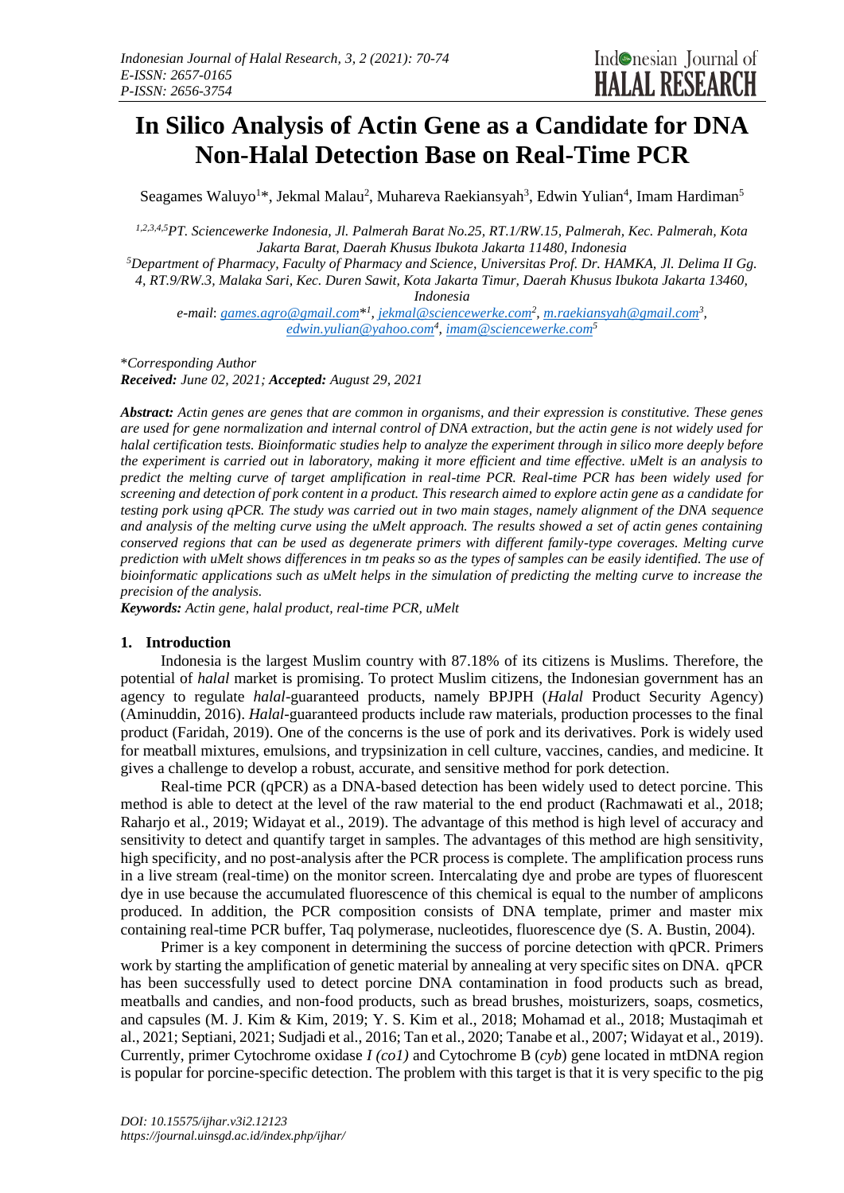# In Silico Analysis of Actin Gene as a Candidate for DNA Non-Halal Detection Base on Real-Time PCR

Seagames Waluyo[1]*, Jekmal Malau[2], Muhareva Raekiansyah[3], Edwin Yulian[4], Imam Hardiman[5]

[1,2,3,4,5]PT. Sciencewerke Indonesia, Jl. Palmerah Barat No.25, RT.1/RW.15, Palmerah, Kec. Palmerah, Kota Jakarta Barat, Daerah Khusus Ibukota Jakarta 11480, Indonesia

[5]Department of Pharmacy, Faculty of Pharmacy and Science, Universitas Prof. Dr. HAMKA, Jl. Delima II Gg. 4, RT.9/RW.3, Malaka Sari, Kec. Duren Sawit, Kota Jakarta Timur, Daerah Khusus Ibukota Jakarta 13460, Indonesia

e-mail: games.agro@gmail.com*[1], jekmal@sciencewerke.com[2], m.raekiansyah@gmail.com[3], edwin.yulian@yahoo.com[4], imam@sciencewerke.com[5]

*Corresponding Author

***Received:** June 02, 2021; **Accepted:** August 29, 2021*

***Abstract:** Actin genes are genes that are common in organisms, and their expression is constitutive. These genes are used for gene normalization and internal control of DNA extraction, but the actin gene is not widely used for halal certification tests. Bioinformatic studies help to analyze the experiment through in silico more deeply before the experiment is carried out in laboratory, making it more efficient and time effective. uMelt is an analysis to predict the melting curve of target amplification in real-time PCR. Real-time PCR has been widely used for screening and detection of pork content in a product. This research aimed to explore actin gene as a candidate for testing pork using qPCR. The study was carried out in two main stages, namely alignment of the DNA sequence and analysis of the melting curve using the uMelt approach. The results showed a set of actin genes containing conserved regions that can be used as degenerate primers with different family-type coverages. Melting curve prediction with uMelt shows differences in tm peaks so as the types of samples can be easily identified. The use of bioinformatic applications such as uMelt helps in the simulation of predicting the melting curve to increase the precision of the analysis.*

***Keywords:** Actin gene, halal product, real-time PCR, uMelt*

## 1. Introduction

Indonesia is the largest Muslim country with 87.18% of its citizens is Muslims. Therefore, the potential of *halal* market is promising. To protect Muslim citizens, the Indonesian government has an agency to regulate *halal*-guaranteed products, namely BPJPH (*Halal* Product Security Agency) (Aminuddin, 2016). *Halal*-guaranteed products include raw materials, production processes to the final product (Faridah, 2019). One of the concerns is the use of pork and its derivatives. Pork is widely used for meatball mixtures, emulsions, and trypsinization in cell culture, vaccines, candies, and medicine. It gives a challenge to develop a robust, accurate, and sensitive method for pork detection.

Real-time PCR (qPCR) as a DNA-based detection has been widely used to detect porcine. This method is able to detect at the level of the raw material to the end product (Rachmawati et al., 2018; Raharjo et al., 2019; Widayat et al., 2019). The advantage of this method is high level of accuracy and sensitivity to detect and quantify target in samples. The advantages of this method are high sensitivity, high specificity, and no post-analysis after the PCR process is complete. The amplification process runs in a live stream (real-time) on the monitor screen. Intercalating dye and probe are types of fluorescent dye in use because the accumulated fluorescence of this chemical is equal to the number of amplicons produced. In addition, the PCR composition consists of DNA template, primer and master mix containing real-time PCR buffer, Taq polymerase, nucleotides, fluorescence dye (S. A. Bustin, 2004).

Primer is a key component in determining the success of porcine detection with qPCR. Primers work by starting the amplification of genetic material by annealing at very specific sites on DNA. qPCR has been successfully used to detect porcine DNA contamination in food products such as bread, meatballs and candies, and non-food products, such as bread brushes, moisturizers, soaps, cosmetics, and capsules (M. J. Kim & Kim, 2019; Y. S. Kim et al., 2018; Mohamad et al., 2018; Mustaqimah et al., 2021; Septiani, 2021; Sudjadi et al., 2016; Tan et al., 2020; Tanabe et al., 2007; Widayat et al., 2019). Currently, primer Cytochrome oxidase *I (co1)* and Cytochrome B (*cyb*) gene located in mtDNA region is popular for porcine-specific detection. The problem with this target is that it is very specific to the pig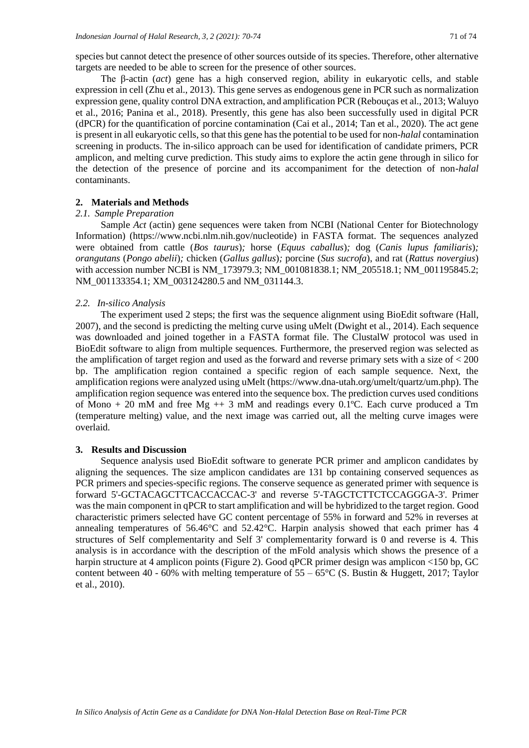species but cannot detect the presence of other sources outside of its species. Therefore, other alternative targets are needed to be able to screen for the presence of other sources.

The β-actin (*act*) gene has a high conserved region, ability in eukaryotic cells, and stable expression in cell (Zhu et al., 2013). This gene serves as endogenous gene in PCR such as normalization expression gene, quality control DNA extraction, and amplification PCR (Rebouças et al., 2013; Waluyo et al., 2016; Panina et al., 2018). Presently, this gene has also been successfully used in digital PCR (dPCR) for the quantification of porcine contamination (Cai et al., 2014; Tan et al., 2020). The act gene is present in all eukaryotic cells, so that this gene has the potential to be used for non-*halal* contamination screening in products. The in-silico approach can be used for identification of candidate primers, PCR amplicon, and melting curve prediction. This study aims to explore the actin gene through in silico for the detection of the presence of porcine and its accompaniment for the detection of non-*halal* contaminants.

## 2. Materials and Methods

### *2.1. Sample Preparation*

Sample *Act* (actin) gene sequences were taken from NCBI (National Center for Biotechnology Information) (https://www.ncbi.nlm.nih.gov/nucleotide) in FASTA format. The sequences analyzed were obtained from cattle (*Bos taurus*)*;* horse (*Equus caballus*)*;* dog (*Canis lupus familiaris*)*; orangutans* (*Pongo abelii*)*;* chicken (*Gallus gallus*)*;* porcine (*Sus sucrofa*), and rat (*Rattus novergius*) with accession number NCBI is NM_173979.3; NM_001081838.1; NM_205518.1; NM_001195845.2; NM_001133354.1; XM_003124280.5 and NM_031144.3.

### *2.2. In-silico Analysis*

The experiment used 2 steps; the first was the sequence alignment using BioEdit software (Hall, 2007), and the second is predicting the melting curve using uMelt (Dwight et al., 2014). Each sequence was downloaded and joined together in a FASTA format file. The ClustalW protocol was used in BioEdit software to align from multiple sequences. Furthermore, the preserved region was selected as the amplification of target region and used as the forward and reverse primary sets with a size of < 200 bp. The amplification region contained a specific region of each sample sequence. Next, the amplification regions were analyzed using uMelt (https://www.dna-utah.org/umelt/quartz/um.php). The amplification region sequence was entered into the sequence box. The prediction curves used conditions of Mono + 20 mM and free Mg ++ 3 mM and readings every 0.1ºC. Each curve produced a Tm (temperature melting) value, and the next image was carried out, all the melting curve images were overlaid.

## 3. Results and Discussion

Sequence analysis used BioEdit software to generate PCR primer and amplicon candidates by aligning the sequences. The size amplicon candidates are 131 bp containing conserved sequences as PCR primers and species-specific regions. The conserve sequence as generated primer with sequence is forward 5'-GCTACAGCTTCACCACCAC-3' and reverse 5'-TAGCTCTTCTCCAGGGA-3'. Primer was the main component in qPCR to start amplification and will be hybridized to the target region. Good characteristic primers selected have GC content percentage of 55% in forward and 52% in reverses at annealing temperatures of 56.46°C and 52.42°C. Harpin analysis showed that each primer has 4 structures of Self complementarity and Self 3' complementarity forward is 0 and reverse is 4. This analysis is in accordance with the description of the mFold analysis which shows the presence of a harpin structure at 4 amplicon points (Figure 2). Good qPCR primer design was amplicon <150 bp, GC content between 40 - 60% with melting temperature of 55 – 65°C (S. Bustin & Huggett, 2017; Taylor et al., 2010).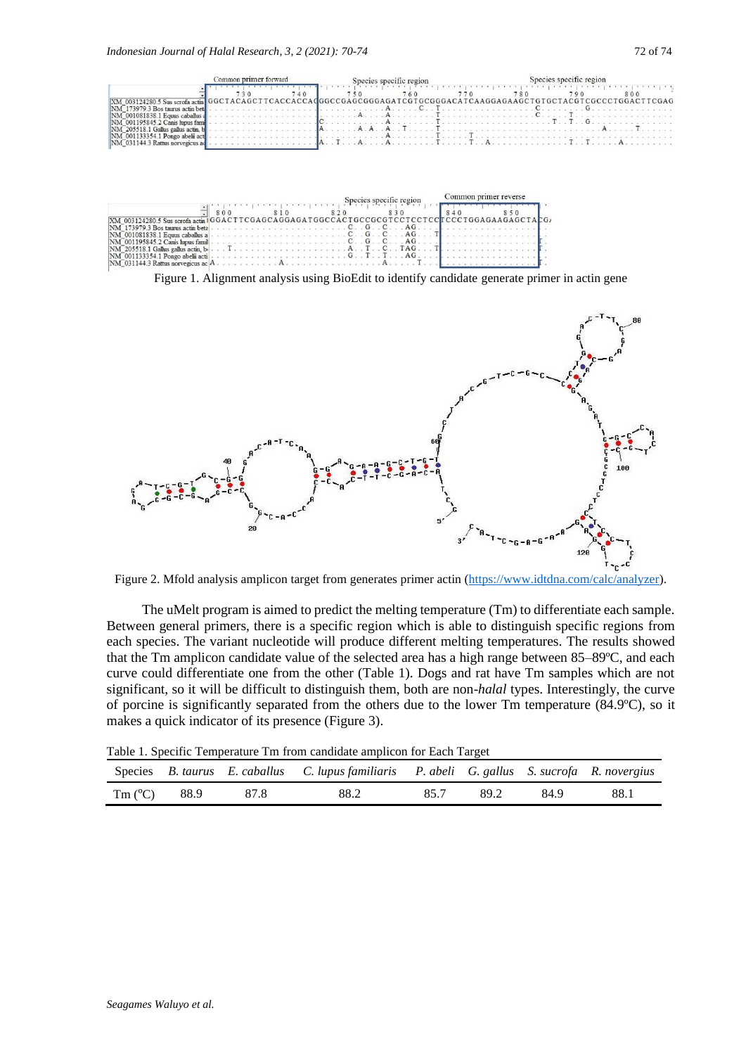Figure 1. Alignment analysis using BioEdit to identify candidate generate primer in actin gene

Figure 2. Mfold analysis amplicon target from generates primer actin (https://www.idtdna.com/calc/analyzer).

The uMelt program is aimed to predict the melting temperature (Tm) to differentiate each sample. Between general primers, there is a specific region which is able to distinguish specific regions from each species. The variant nucleotide will produce different melting temperatures. The results showed that the Tm amplicon candidate value of the selected area has a high range between 85–89ºC, and each curve could differentiate one from the other (Table 1). Dogs and rat have Tm samples which are not significant, so it will be difficult to distinguish them, both are non-*halal* types. Interestingly, the curve of porcine is significantly separated from the others due to the lower Tm temperature (84.9ºC), so it makes a quick indicator of its presence (Figure 3).

Table 1. Specific Temperature Tm from candidate amplicon for Each Target

| Species | *B. taurus* | *E. caballus* | *C. lupus familiaris* | *P. abeli* | *G. gallus* | *S. sucrofa* | *R. novergius* |
|---|---|---|---|---|---|---|---|
| Tm (ºC) | 88.9 | 87.8 | 88.2 | 85.7 | 89.2 | 84.9 | 88.1 |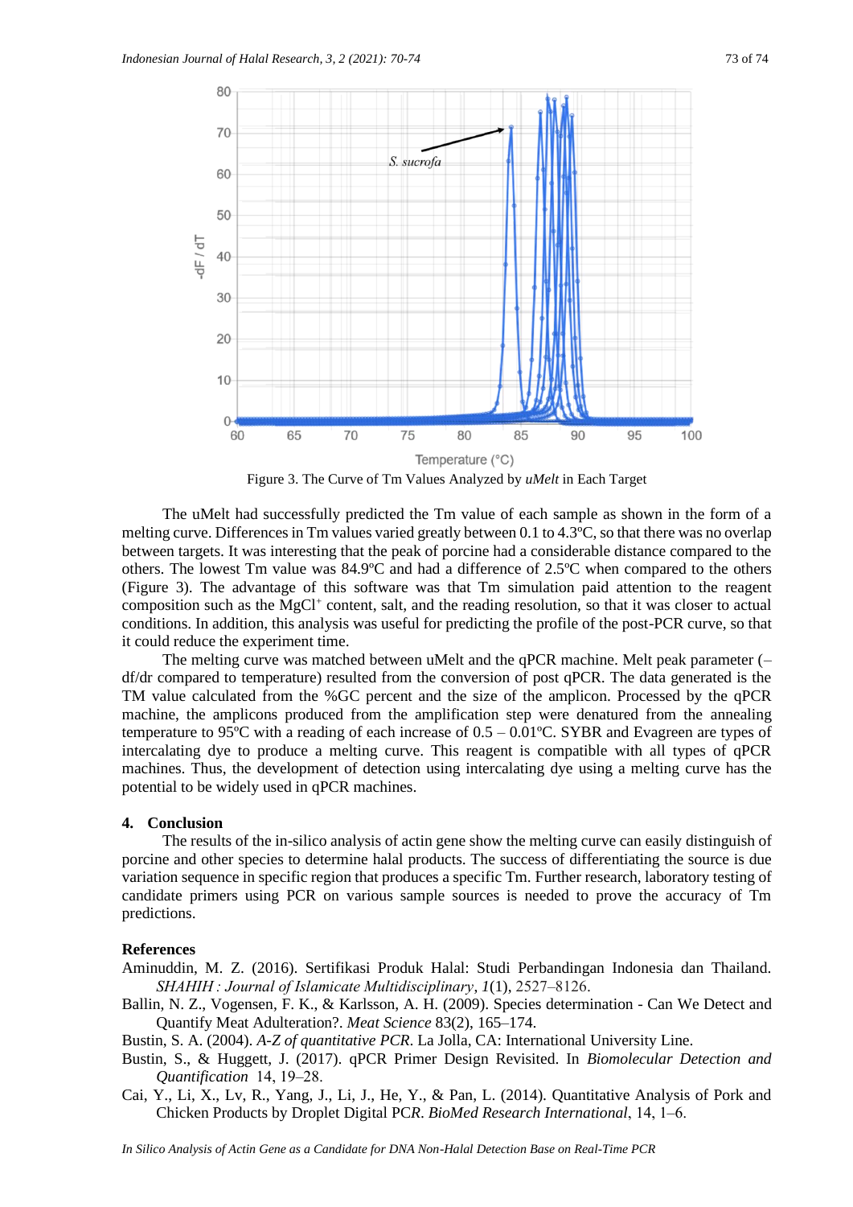Figure 3. The Curve of Tm Values Analyzed by *uMelt* in Each Target

The uMelt had successfully predicted the Tm value of each sample as shown in the form of a melting curve. Differences in Tm values varied greatly between 0.1 to 4.3ºC, so that there was no overlap between targets. It was interesting that the peak of porcine had a considerable distance compared to the others. The lowest Tm value was 84.9ºC and had a difference of 2.5ºC when compared to the others (Figure 3). The advantage of this software was that Tm simulation paid attention to the reagent composition such as the $MgCl^{+}$ content, salt, and the reading resolution, so that it was closer to actual conditions. In addition, this analysis was useful for predicting the profile of the post-PCR curve, so that it could reduce the experiment time.

The melting curve was matched between uMelt and the qPCR machine. Melt peak parameter (–df/dr compared to temperature) resulted from the conversion of post qPCR. The data generated is the TM value calculated from the %GC percent and the size of the amplicon. Processed by the qPCR machine, the amplicons produced from the amplification step were denatured from the annealing temperature to 95ºC with a reading of each increase of 0.5 – 0.01ºC. SYBR and Evagreen are types of intercalating dye to produce a melting curve. This reagent is compatible with all types of qPCR machines. Thus, the development of detection using intercalating dye using a melting curve has the potential to be widely used in qPCR machines.

## 4. Conclusion

The results of the in-silico analysis of actin gene show the melting curve can easily distinguish of porcine and other species to determine halal products. The success of differentiating the source is due variation sequence in specific region that produces a specific Tm. Further research, laboratory testing of candidate primers using PCR on various sample sources is needed to prove the accuracy of Tm predictions.

## References

Aminuddin, M. Z. (2016). Sertifikasi Produk Halal: Studi Perbandingan Indonesia dan Thailand. *SHAHIH : Journal of Islamicate Multidisciplinary*, *1*(1), 2527–8126.

Ballin, N. Z., Vogensen, F. K., & Karlsson, A. H. (2009). Species determination - Can We Detect and Quantify Meat Adulteration?. *Meat Science* 83(2), 165–174.

Bustin, S. A. (2004). *A-Z of quantitative PCR*. La Jolla, CA: International University Line.

Bustin, S., & Huggett, J. (2017). qPCR Primer Design Revisited. In *Biomolecular Detection and Quantification* 14, 19–28.

Cai, Y., Li, X., Lv, R., Yang, J., Li, J., He, Y., & Pan, L. (2014). Quantitative Analysis of Pork and Chicken Products by Droplet Digital PC*R*. *BioMed Research International*, 14, 1–6.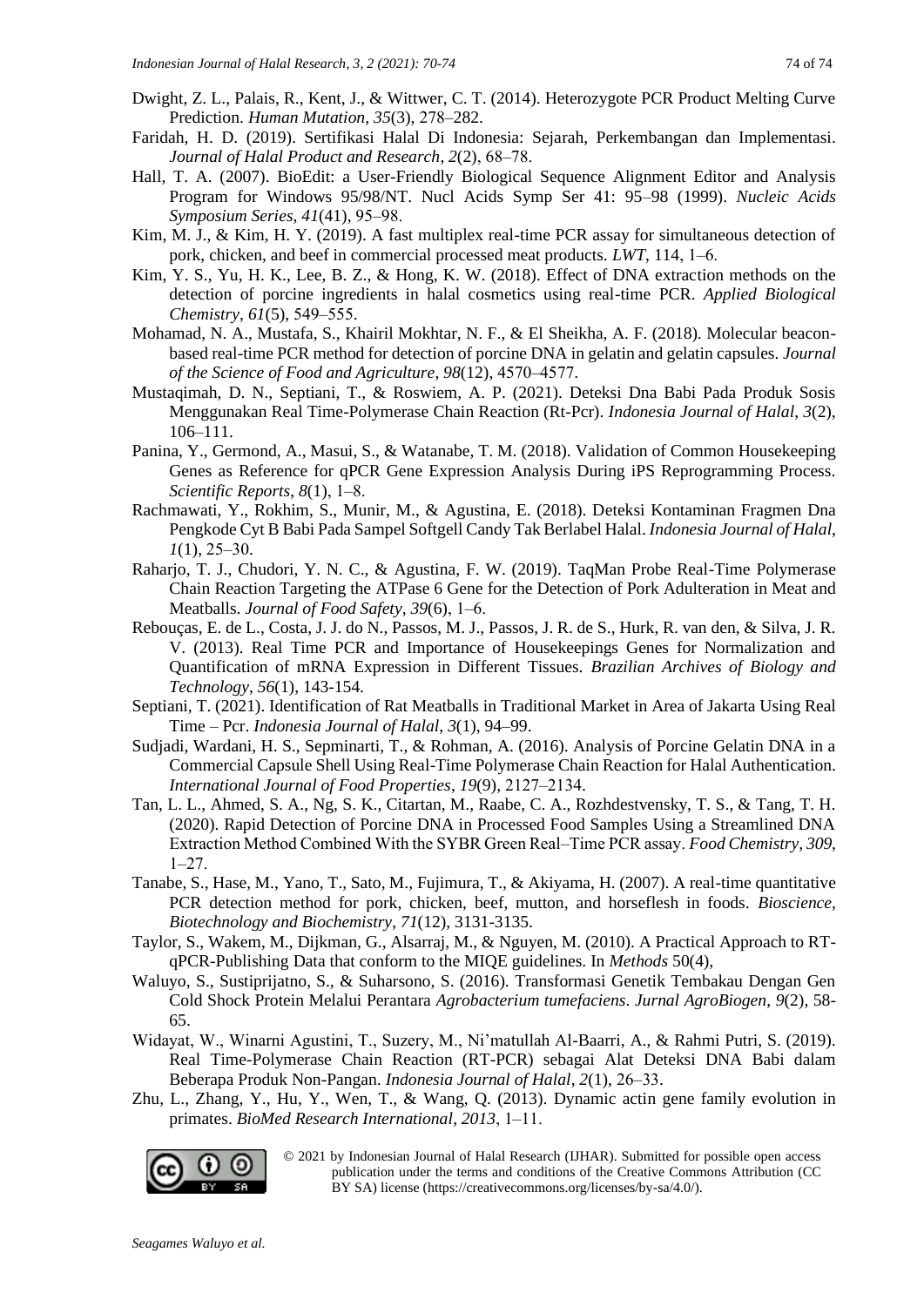Dwight, Z. L., Palais, R., Kent, J., & Wittwer, C. T. (2014). Heterozygote PCR Product Melting Curve Prediction. *Human Mutation*, *35*(3), 278–282.

Faridah, H. D. (2019). Sertifikasi Halal Di Indonesia: Sejarah, Perkembangan dan Implementasi. *Journal of Halal Product and Research*, *2*(2), 68–78.

Hall, T. A. (2007). BioEdit: a User-Friendly Biological Sequence Alignment Editor and Analysis Program for Windows 95/98/NT. Nucl Acids Symp Ser 41: 95–98 (1999). *Nucleic Acids Symposium Series*, *41*(41), 95–98.

Kim, M. J., & Kim, H. Y. (2019). A fast multiplex real-time PCR assay for simultaneous detection of pork, chicken, and beef in commercial processed meat products. *LWT*, 114, 1–6.

Kim, Y. S., Yu, H. K., Lee, B. Z., & Hong, K. W. (2018). Effect of DNA extraction methods on the detection of porcine ingredients in halal cosmetics using real-time PCR. *Applied Biological Chemistry*, *61*(5), 549–555.

Mohamad, N. A., Mustafa, S., Khairil Mokhtar, N. F., & El Sheikha, A. F. (2018). Molecular beacon-based real-time PCR method for detection of porcine DNA in gelatin and gelatin capsules. *Journal of the Science of Food and Agriculture*, *98*(12), 4570–4577.

Mustaqimah, D. N., Septiani, T., & Roswiem, A. P. (2021). Deteksi Dna Babi Pada Produk Sosis Menggunakan Real Time-Polymerase Chain Reaction (Rt-Pcr). *Indonesia Journal of Halal*, *3*(2), 106–111.

Panina, Y., Germond, A., Masui, S., & Watanabe, T. M. (2018). Validation of Common Housekeeping Genes as Reference for qPCR Gene Expression Analysis During iPS Reprogramming Process. *Scientific Reports*, *8*(1), 1–8.

Rachmawati, Y., Rokhim, S., Munir, M., & Agustina, E. (2018). Deteksi Kontaminan Fragmen Dna Pengkode Cyt B Babi Pada Sampel Softgell Candy Tak Berlabel Halal. *Indonesia Journal of Halal*, *1*(1), 25–30.

Raharjo, T. J., Chudori, Y. N. C., & Agustina, F. W. (2019). TaqMan Probe Real-Time Polymerase Chain Reaction Targeting the ATPase 6 Gene for the Detection of Pork Adulteration in Meat and Meatballs. *Journal of Food Safety*, *39*(6), 1–6.

Rebouças, E. de L., Costa, J. J. do N., Passos, M. J., Passos, J. R. de S., Hurk, R. van den, & Silva, J. R. V. (2013). Real Time PCR and Importance of Housekeepings Genes for Normalization and Quantification of mRNA Expression in Different Tissues. *Brazilian Archives of Biology and Technology*, *56*(1), 143-154.

Septiani, T. (2021). Identification of Rat Meatballs in Traditional Market in Area of Jakarta Using Real Time – Pcr. *Indonesia Journal of Halal*, *3*(1), 94–99.

Sudjadi, Wardani, H. S., Sepminarti, T., & Rohman, A. (2016). Analysis of Porcine Gelatin DNA in a Commercial Capsule Shell Using Real-Time Polymerase Chain Reaction for Halal Authentication. *International Journal of Food Properties*, *19*(9), 2127–2134.

Tan, L. L., Ahmed, S. A., Ng, S. K., Citartan, M., Raabe, C. A., Rozhdestvensky, T. S., & Tang, T. H. (2020). Rapid Detection of Porcine DNA in Processed Food Samples Using a Streamlined DNA Extraction Method Combined With the SYBR Green Real–Time PCR assay. *Food Chemistry*, *309*, 1–27.

Tanabe, S., Hase, M., Yano, T., Sato, M., Fujimura, T., & Akiyama, H. (2007). A real-time quantitative PCR detection method for pork, chicken, beef, mutton, and horseflesh in foods. *Bioscience, Biotechnology and Biochemistry*, *71*(12), 3131-3135.

Taylor, S., Wakem, M., Dijkman, G., Alsarraj, M., & Nguyen, M. (2010). A Practical Approach to RT-qPCR-Publishing Data that conform to the MIQE guidelines. In *Methods* 50(4),

Waluyo, S., Sustiprijatno, S., & Suharsono, S. (2016). Transformasi Genetik Tembakau Dengan Gen Cold Shock Protein Melalui Perantara *Agrobacterium tumefaciens*. *Jurnal AgroBiogen*, *9*(2), 58-65.

Widayat, W., Winarni Agustini, T., Suzery, M., Ni'matullah Al-Baarri, A., & Rahmi Putri, S. (2019). Real Time-Polymerase Chain Reaction (RT-PCR) sebagai Alat Deteksi DNA Babi dalam Beberapa Produk Non-Pangan. *Indonesia Journal of Halal*, *2*(1), 26–33.

Zhu, L., Zhang, Y., Hu, Y., Wen, T., & Wang, Q. (2013). Dynamic actin gene family evolution in primates. *BioMed Research International*, *2013*, 1–11.

© 2021 by Indonesian Journal of Halal Research (IJHAR). Submitted for possible open access publication under the terms and conditions of the Creative Commons Attribution (CC BY SA) license (https://creativecommons.org/licenses/by-sa/4.0/).